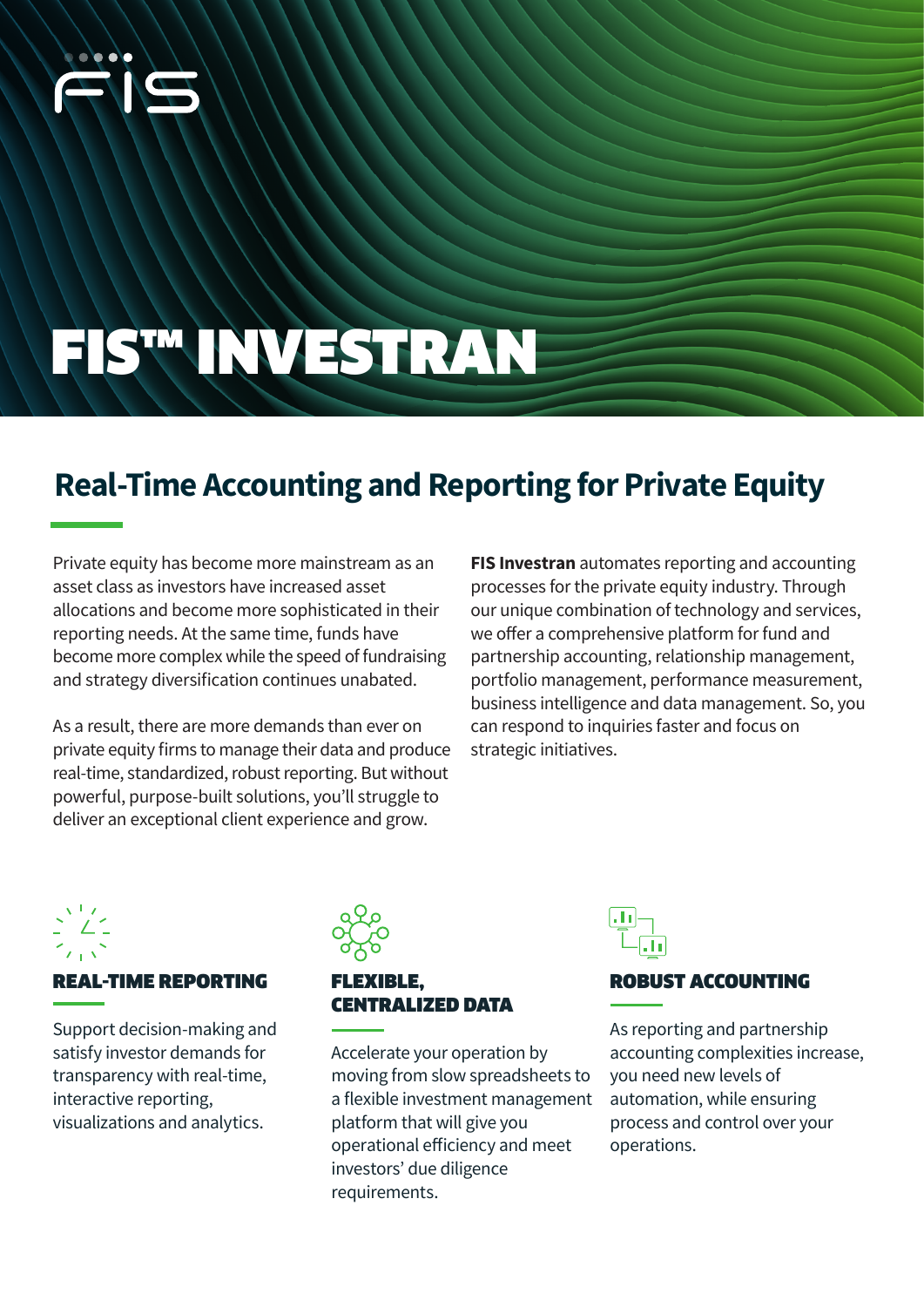# FIS™ INVESTRAN

## Real-Time Accounting and Reporting for Private Equity

Private equity has become more mainstream as an asset class as investors have increased asset allocations and become more sophisticated in their reporting needs. At the same time, funds have become more complex while the speed of fundraising and strategy diversification continues unabated.

As a result, there are more demands than ever on private equity firms to manage their data and produce real-time, standardized, robust reporting. But without powerful, purpose-built solutions, you'll struggle to deliver an exceptional client experience and grow.

**FIS Investran** automates reporting and accounting processes for the private equity industry. Through our unique combination of technology and services, we offer a comprehensive platform for fund and partnership accounting, relationship management, portfolio management, performance measurement, business intelligence and data management. So, you can respond to inquiries faster and focus on strategic initiatives.

### REAL-TIME REPORTING

Support decision-making and satisfy investor demands for transparency with real-time, interactive reporting, visualizations and analytics.

### FLEXIBLE, CENTRALIZED DATA

Accelerate your operation by moving from slow spreadsheets to a flexible investment management platform that will give you operational efficiency and meet investors' due diligence requirements.

### ROBUST ACCOUNTING

As reporting and partnership accounting complexities increase, you need new levels of automation, while ensuring process and control over your operations.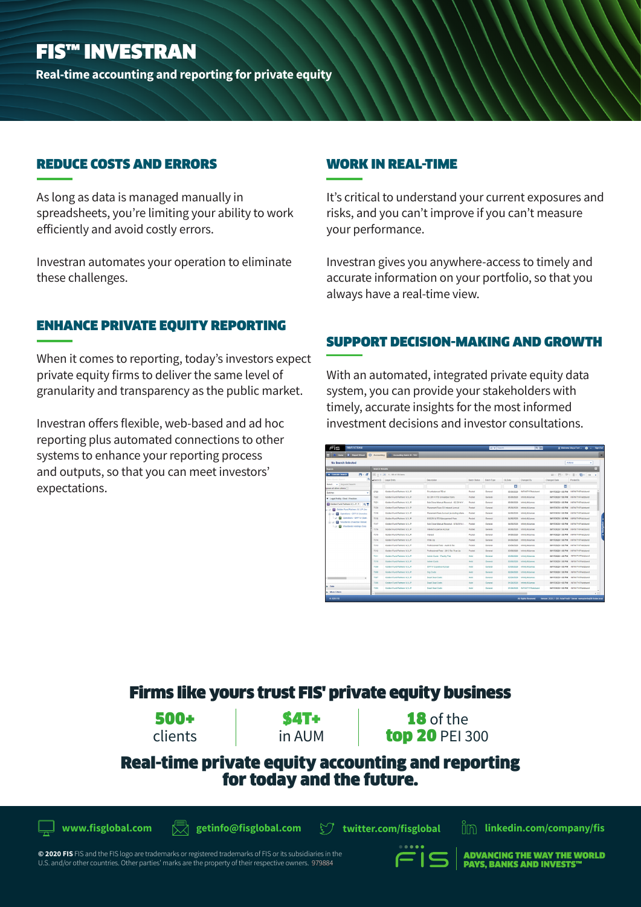# FIS™ INVESTRAN

**Real-time accounting and reporting for private equity**

## REDUCE COSTS AND ERRORS

As long as data is managed manually in spreadsheets, you're limiting your ability to work efficiently and avoid costly errors.

Investran automates your operation to eliminate these challenges.

## ENHANCE PRIVATE EQUITY REPORTING

When it comes to reporting, today's investors expect private equity firms to deliver the same level of granularity and transparency as the public market.

Investran offers flexible, web-based and ad hoc reporting plus automated connections to other systems to enhance your reporting process and outputs, so that you can meet investors' expectations.

## WORK IN REAL-TIME

It's critical to understand your current exposures and risks, and you can't improve if you can't measure your performance.

Investran gives you anywhere-access to timely and accurate information on your portfolio, so that you always have a real-time view.

## SUPPORT DECISION-MAKING AND GROWTH

With an automated, integrated private equity data system, you can provide your stakeholders with timely, accurate insights for the most informed investment decisions and investor consultations.

## Firms like yours trust FIS' private equity business

**500+** clients

**$4T+** in AUM

**18** of the **top 20** PEI 300

## Real-time private equity accounting and reporting for today and the future.

www.fisglobal.com | getinfo@fisglobal.com | twitter.com/fisglobal | linkedin.com/company/fis

**© 2020 FIS** FIS and the FIS logo are trademarks or registered trademarks of FIS or its subsidiaries in the U.S. and/or other countries. Other parties' marks are the property of their respective owners. 979884

**ADVANCING THE WAY THE WORLD PAYS, BANKS AND INVESTS™**